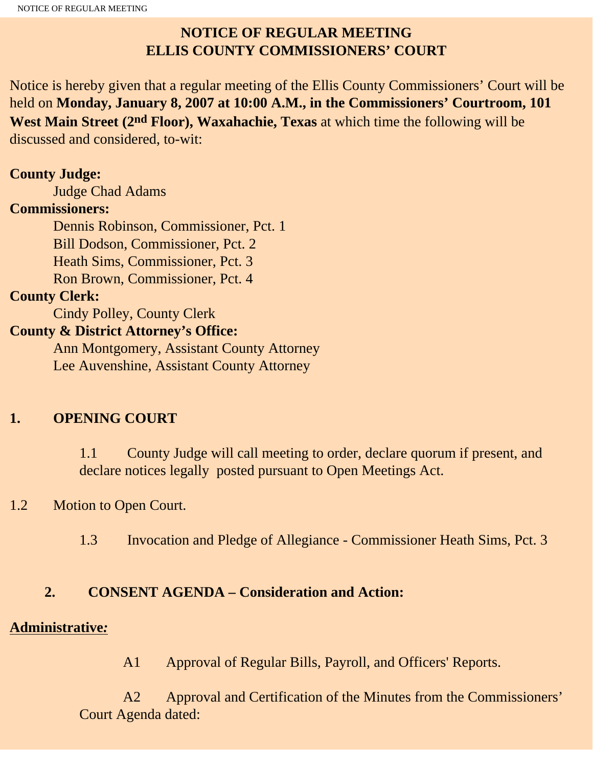# NOTICE OF REGULAR MEETING
# ELLIS COUNTY COMMISSIONERS' COURT

Notice is hereby given that a regular meeting of the Ellis County Commissioners' Court will be held on **Monday, January 8, 2007 at 10:00 A.M., in the Commissioners' Courtroom, 101 West Main Street (2nd Floor), Waxahachie, Texas** at which time the following will be discussed and considered, to-wit:

**County Judge:**

Judge Chad Adams

**Commissioners:**

Dennis Robinson, Commissioner, Pct. 1
Bill Dodson, Commissioner, Pct. 2
Heath Sims, Commissioner, Pct. 3
Ron Brown, Commissioner, Pct. 4

**County Clerk:**

Cindy Polley, County Clerk

**County & District Attorney's Office:**

Ann Montgomery, Assistant County Attorney
Lee Auvenshine, Assistant County Attorney

## 1. OPENING COURT

1.1 County Judge will call meeting to order, declare quorum if present, and declare notices legally posted pursuant to Open Meetings Act.

1.2 Motion to Open Court.

1.3 Invocation and Pledge of Allegiance - Commissioner Heath Sims, Pct. 3

## 2. CONSENT AGENDA – Consideration and Action:

**Administrative:**

A1 Approval of Regular Bills, Payroll, and Officers' Reports.

A2 Approval and Certification of the Minutes from the Commissioners' Court Agenda dated: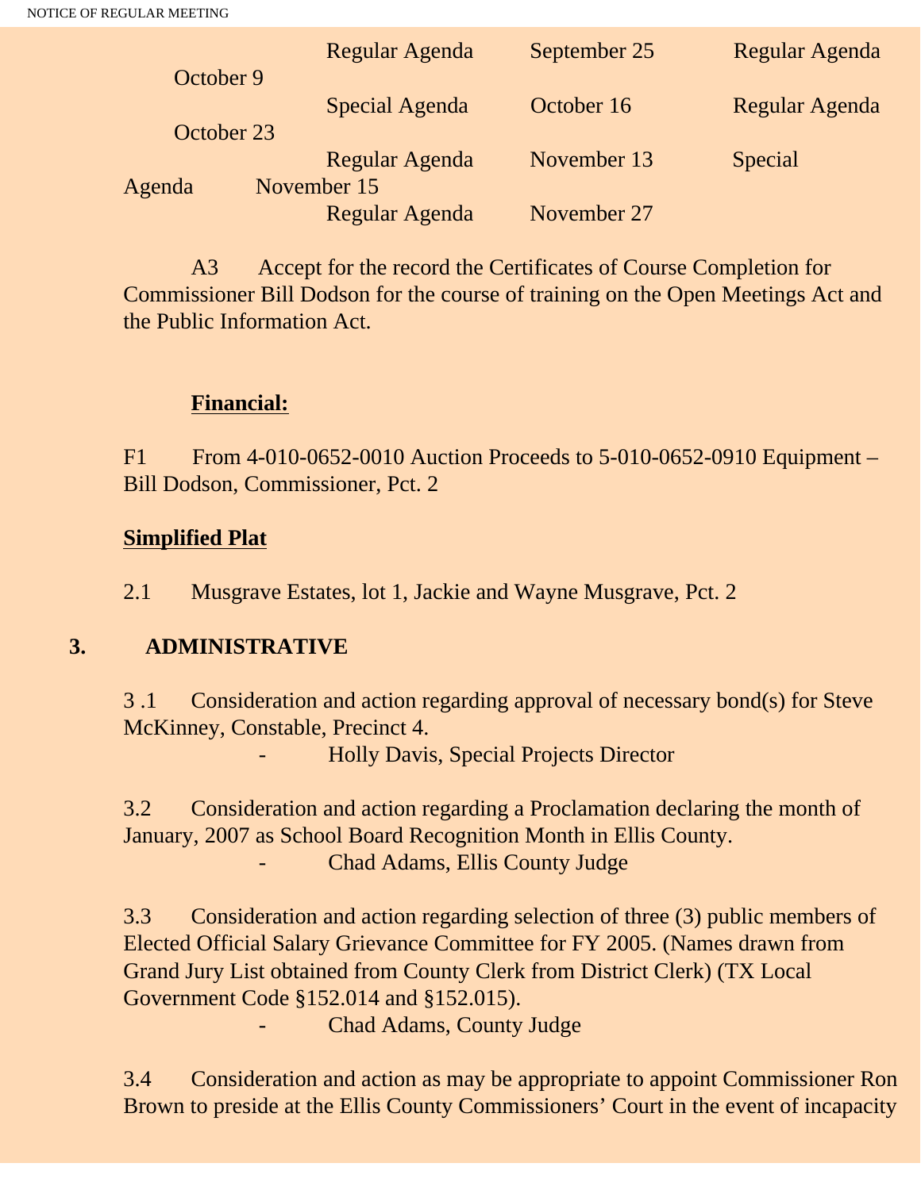Regular Agenda September 25 Regular Agenda October 9

Special Agenda October 16 Regular Agenda October 23

Regular Agenda November 13 Special Agenda November 15

Regular Agenda November 27

A3 Accept for the record the Certificates of Course Completion for Commissioner Bill Dodson for the course of training on the Open Meetings Act and the Public Information Act.

**Financial:**

F1 From 4-010-0652-0010 Auction Proceeds to 5-010-0652-0910 Equipment – Bill Dodson, Commissioner, Pct. 2

**Simplified Plat**

2.1 Musgrave Estates, lot 1, Jackie and Wayne Musgrave, Pct. 2

## 3. ADMINISTRATIVE

3 .1 Consideration and action regarding approval of necessary bond(s) for Steve McKinney, Constable, Precinct 4.

- Holly Davis, Special Projects Director

3.2 Consideration and action regarding a Proclamation declaring the month of January, 2007 as School Board Recognition Month in Ellis County.

- Chad Adams, Ellis County Judge

3.3 Consideration and action regarding selection of three (3) public members of Elected Official Salary Grievance Committee for FY 2005. (Names drawn from Grand Jury List obtained from County Clerk from District Clerk) (TX Local Government Code §152.014 and §152.015).

- Chad Adams, County Judge

3.4 Consideration and action as may be appropriate to appoint Commissioner Ron Brown to preside at the Ellis County Commissioners' Court in the event of incapacity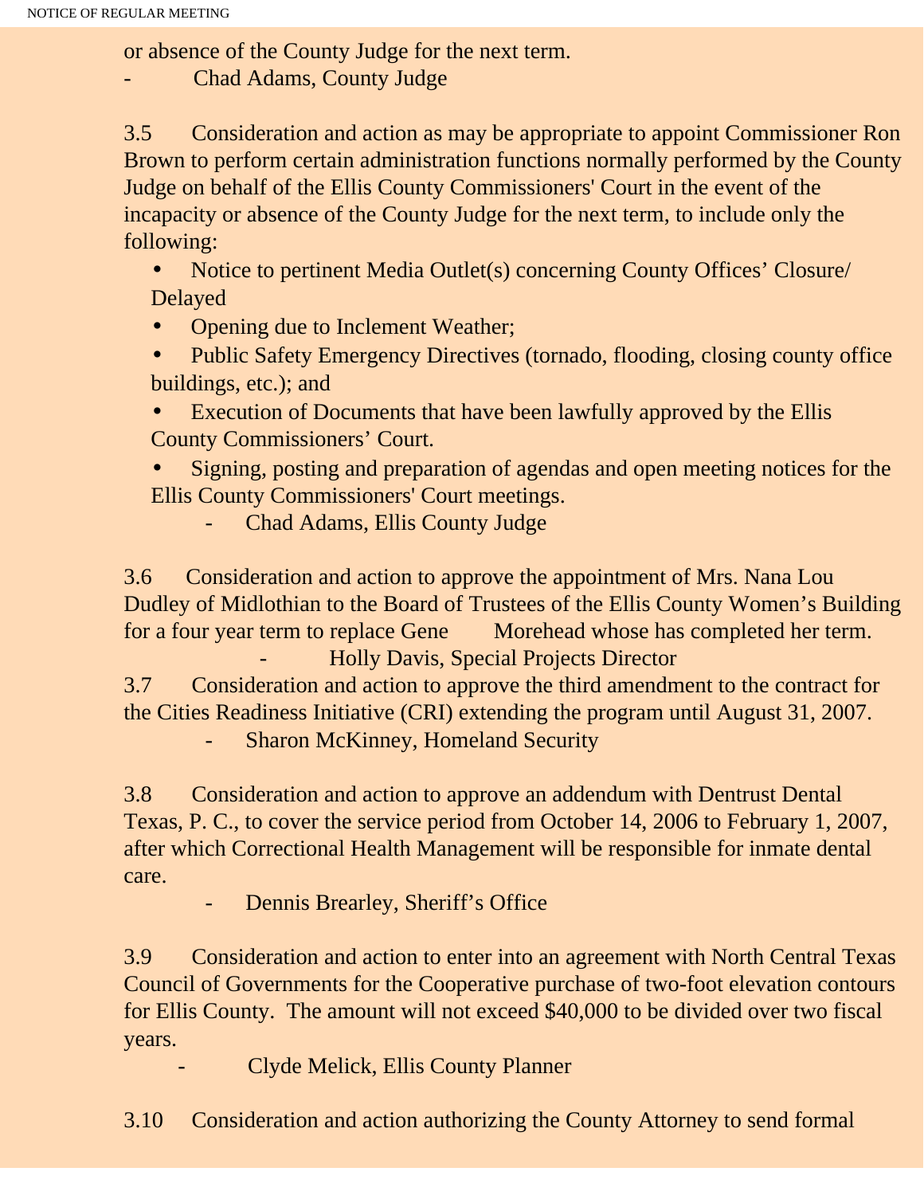or absence of the County Judge for the next term.

- Chad Adams, County Judge

3.5 Consideration and action as may be appropriate to appoint Commissioner Ron Brown to perform certain administration functions normally performed by the County Judge on behalf of the Ellis County Commissioners' Court in the event of the incapacity or absence of the County Judge for the next term, to include only the following:

- Notice to pertinent Media Outlet(s) concerning County Offices' Closure/ Delayed
- Opening due to Inclement Weather;
- Public Safety Emergency Directives (tornado, flooding, closing county office buildings, etc.); and
- Execution of Documents that have been lawfully approved by the Ellis County Commissioners' Court.
- Signing, posting and preparation of agendas and open meeting notices for the Ellis County Commissioners' Court meetings.

  - Chad Adams, Ellis County Judge

3.6 Consideration and action to approve the appointment of Mrs. Nana Lou Dudley of Midlothian to the Board of Trustees of the Ellis County Women's Building for a four year term to replace Gene Morehead whose has completed her term.

- Holly Davis, Special Projects Director

3.7 Consideration and action to approve the third amendment to the contract for the Cities Readiness Initiative (CRI) extending the program until August 31, 2007.

- Sharon McKinney, Homeland Security

3.8 Consideration and action to approve an addendum with Dentrust Dental Texas, P. C., to cover the service period from October 14, 2006 to February 1, 2007, after which Correctional Health Management will be responsible for inmate dental care.

- Dennis Brearley, Sheriff's Office

3.9 Consideration and action to enter into an agreement with North Central Texas Council of Governments for the Cooperative purchase of two-foot elevation contours for Ellis County. The amount will not exceed $40,000 to be divided over two fiscal years.

- Clyde Melick, Ellis County Planner

3.10 Consideration and action authorizing the County Attorney to send formal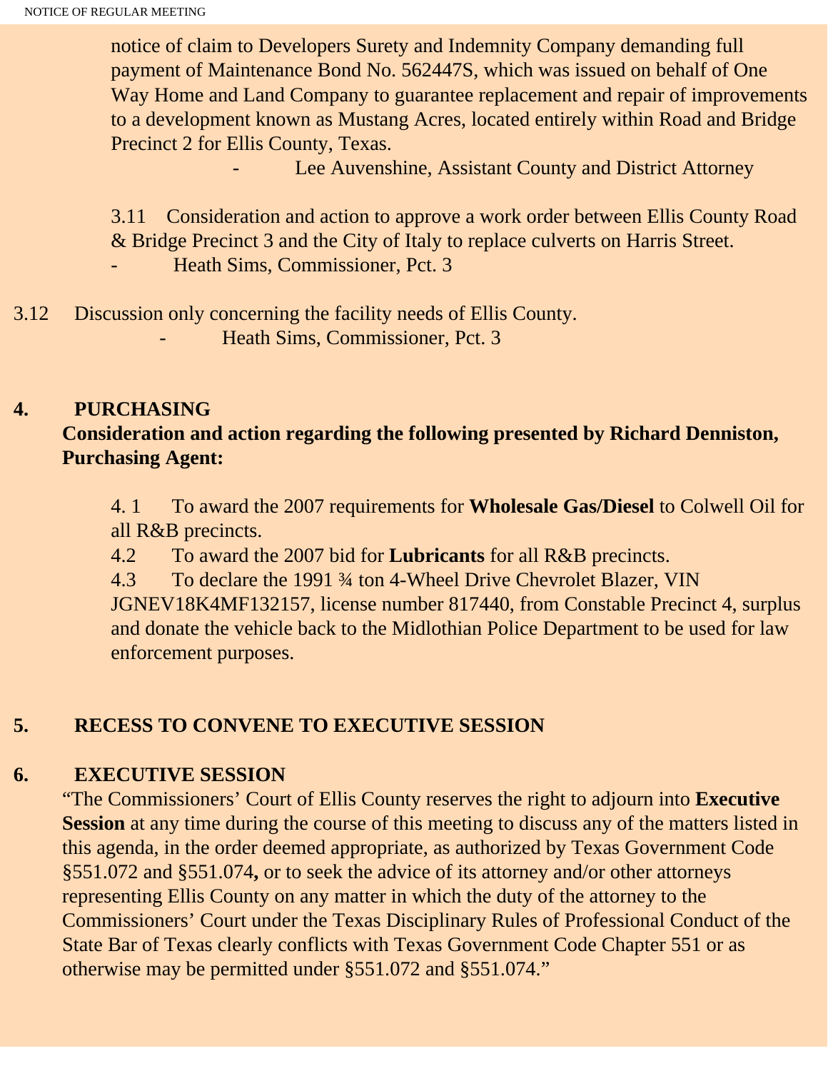notice of claim to Developers Surety and Indemnity Company demanding full payment of Maintenance Bond No. 562447S, which was issued on behalf of One Way Home and Land Company to guarantee replacement and repair of improvements to a development known as Mustang Acres, located entirely within Road and Bridge Precinct 2 for Ellis County, Texas.

- Lee Auvenshine, Assistant County and District Attorney

3.11 Consideration and action to approve a work order between Ellis County Road & Bridge Precinct 3 and the City of Italy to replace culverts on Harris Street.

- Heath Sims, Commissioner, Pct. 3

3.12 Discussion only concerning the facility needs of Ellis County.

- Heath Sims, Commissioner, Pct. 3

## 4. PURCHASING

**Consideration and action regarding the following presented by Richard Denniston, Purchasing Agent:**

4.1 To award the 2007 requirements for **Wholesale Gas/Diesel** to Colwell Oil for all R&B precincts.

4.2 To award the 2007 bid for **Lubricants** for all R&B precincts.

4.3 To declare the 1991 ¾ ton 4-Wheel Drive Chevrolet Blazer, VIN JGNEV18K4MF132157, license number 817440, from Constable Precinct 4, surplus and donate the vehicle back to the Midlothian Police Department to be used for law enforcement purposes.

## 5. RECESS TO CONVENE TO EXECUTIVE SESSION

## 6. EXECUTIVE SESSION

"The Commissioners' Court of Ellis County reserves the right to adjourn into **Executive Session** at any time during the course of this meeting to discuss any of the matters listed in this agenda, in the order deemed appropriate, as authorized by Texas Government Code §551.072 and §551.074**,** or to seek the advice of its attorney and/or other attorneys representing Ellis County on any matter in which the duty of the attorney to the Commissioners' Court under the Texas Disciplinary Rules of Professional Conduct of the State Bar of Texas clearly conflicts with Texas Government Code Chapter 551 or as otherwise may be permitted under §551.072 and §551.074."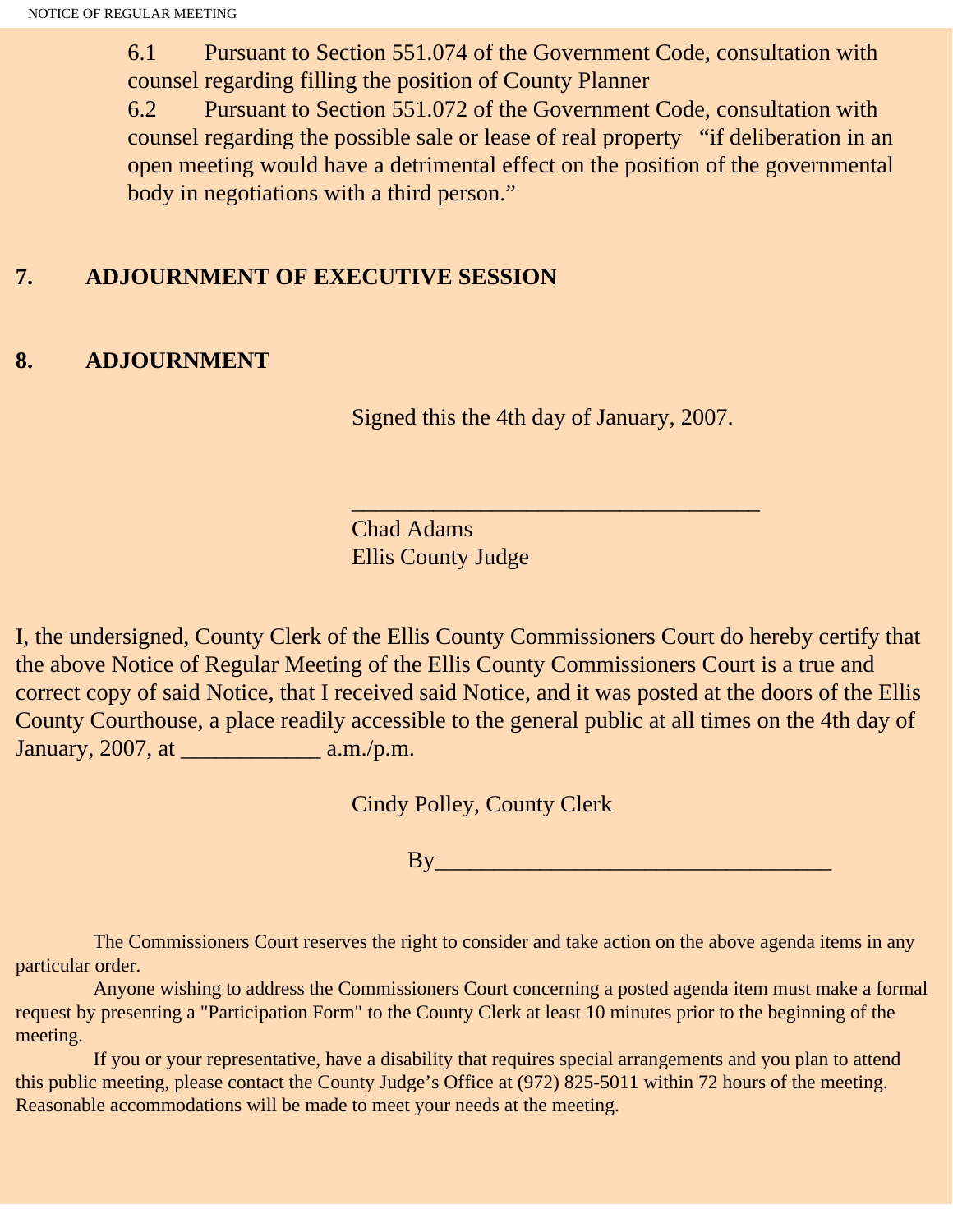6.1 Pursuant to Section 551.074 of the Government Code, consultation with counsel regarding filling the position of County Planner

6.2 Pursuant to Section 551.072 of the Government Code, consultation with counsel regarding the possible sale or lease of real property "if deliberation in an open meeting would have a detrimental effect on the position of the governmental body in negotiations with a third person."

**7. ADJOURNMENT OF EXECUTIVE SESSION**

**8. ADJOURNMENT**

Signed this the 4th day of January, 2007.

___________________________________

Chad Adams
Ellis County Judge

I, the undersigned, County Clerk of the Ellis County Commissioners Court do hereby certify that the above Notice of Regular Meeting of the Ellis County Commissioners Court is a true and correct copy of said Notice, that I received said Notice, and it was posted at the doors of the Ellis County Courthouse, a place readily accessible to the general public at all times on the 4th day of January, 2007, at ____________ a.m./p.m.

Cindy Polley, County Clerk

By__________________________________

The Commissioners Court reserves the right to consider and take action on the above agenda items in any particular order.

Anyone wishing to address the Commissioners Court concerning a posted agenda item must make a formal request by presenting a "Participation Form" to the County Clerk at least 10 minutes prior to the beginning of the meeting.

If you or your representative, have a disability that requires special arrangements and you plan to attend this public meeting, please contact the County Judge's Office at (972) 825-5011 within 72 hours of the meeting. Reasonable accommodations will be made to meet your needs at the meeting.